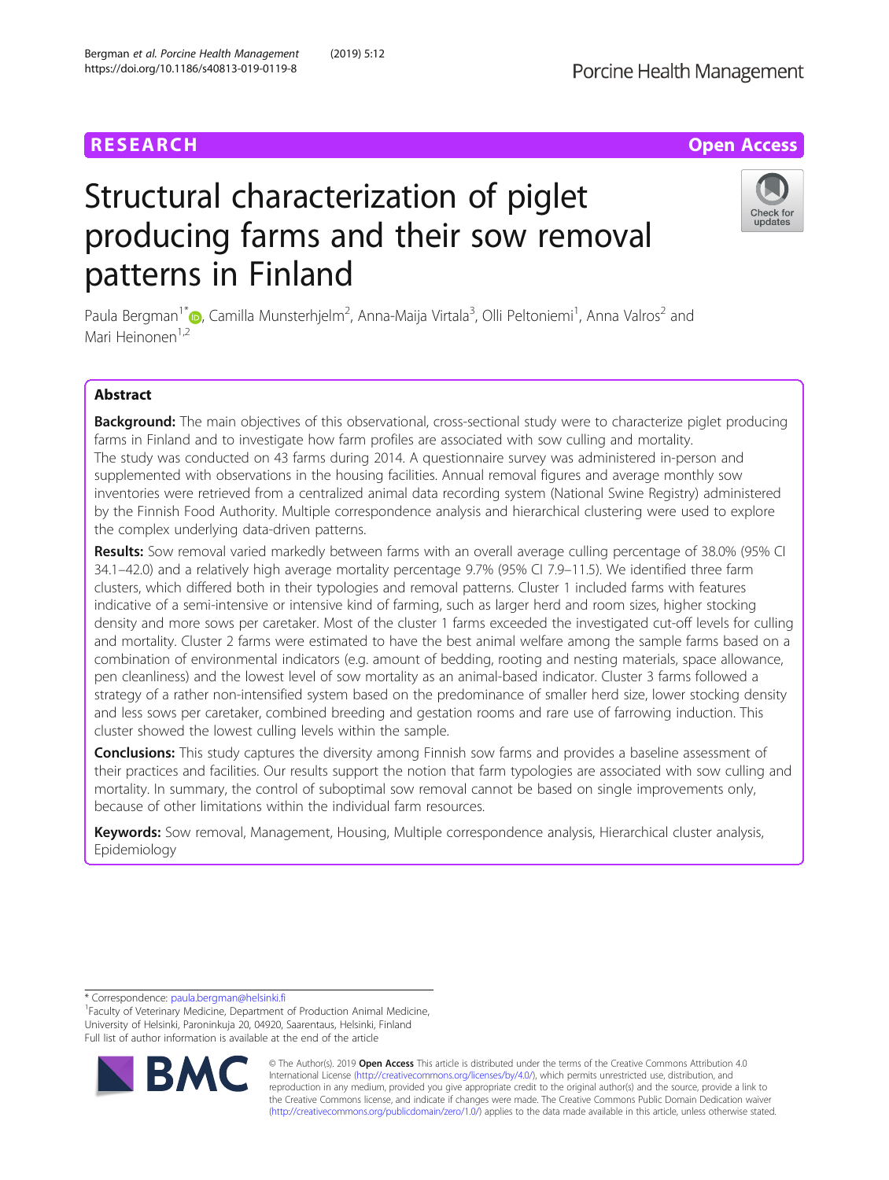RESEARCH

Open Access

# Structural characterization of piglet producing farms and their sow removal patterns in Finland

Paula Bergman[1*], Camilla Munsterhjelm[2], Anna-Maija Virtala[3], Olli Peltoniemi[1], Anna Valros[2] and Mari Heinonen[1,2]

## Abstract

**Background:** The main objectives of this observational, cross-sectional study were to characterize piglet producing farms in Finland and to investigate how farm profiles are associated with sow culling and mortality.
The study was conducted on 43 farms during 2014. A questionnaire survey was administered in-person and supplemented with observations in the housing facilities. Annual removal figures and average monthly sow inventories were retrieved from a centralized animal data recording system (National Swine Registry) administered by the Finnish Food Authority. Multiple correspondence analysis and hierarchical clustering were used to explore the complex underlying data-driven patterns.

**Results:** Sow removal varied markedly between farms with an overall average culling percentage of 38.0% (95% CI 34.1–42.0) and a relatively high average mortality percentage 9.7% (95% CI 7.9–11.5). We identified three farm clusters, which differed both in their typologies and removal patterns. Cluster 1 included farms with features indicative of a semi-intensive or intensive kind of farming, such as larger herd and room sizes, higher stocking density and more sows per caretaker. Most of the cluster 1 farms exceeded the investigated cut-off levels for culling and mortality. Cluster 2 farms were estimated to have the best animal welfare among the sample farms based on a combination of environmental indicators (e.g. amount of bedding, rooting and nesting materials, space allowance, pen cleanliness) and the lowest level of sow mortality as an animal-based indicator. Cluster 3 farms followed a strategy of a rather non-intensified system based on the predominance of smaller herd size, lower stocking density and less sows per caretaker, combined breeding and gestation rooms and rare use of farrowing induction. This cluster showed the lowest culling levels within the sample.

**Conclusions:** This study captures the diversity among Finnish sow farms and provides a baseline assessment of their practices and facilities. Our results support the notion that farm typologies are associated with sow culling and mortality. In summary, the control of suboptimal sow removal cannot be based on single improvements only, because of other limitations within the individual farm resources.

**Keywords:** Sow removal, Management, Housing, Multiple correspondence analysis, Hierarchical cluster analysis, Epidemiology

---

* Correspondence: paula.bergman@helsinki.fi
[1]Faculty of Veterinary Medicine, Department of Production Animal Medicine, University of Helsinki, Paroninkuja 20, 04920, Saarentaus, Helsinki, Finland
Full list of author information is available at the end of the article

© The Author(s). 2019 **Open Access** This article is distributed under the terms of the Creative Commons Attribution 4.0 International License (http://creativecommons.org/licenses/by/4.0/), which permits unrestricted use, distribution, and reproduction in any medium, provided you give appropriate credit to the original author(s) and the source, provide a link to the Creative Commons license, and indicate if changes were made. The Creative Commons Public Domain Dedication waiver (http://creativecommons.org/publicdomain/zero/1.0/) applies to the data made available in this article, unless otherwise stated.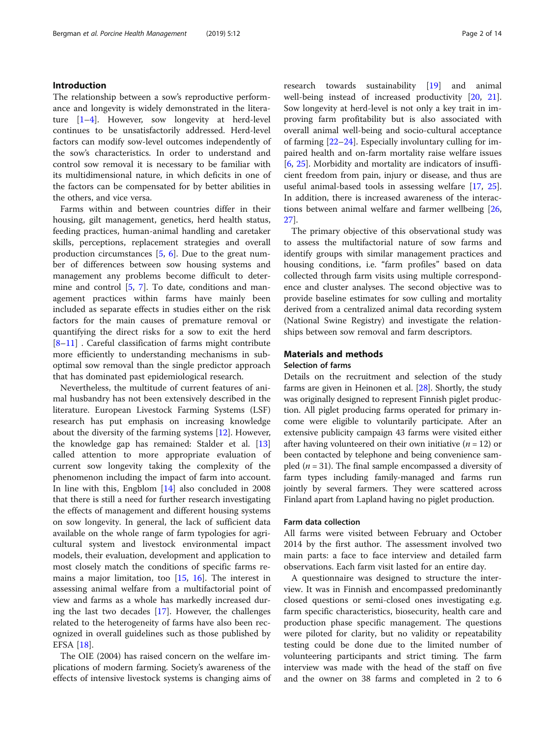## Introduction

The relationship between a sow's reproductive performance and longevity is widely demonstrated in the literature [1–4]. However, sow longevity at herd-level continues to be unsatisfactorily addressed. Herd-level factors can modify sow-level outcomes independently of the sow's characteristics. In order to understand and control sow removal it is necessary to be familiar with its multidimensional nature, in which deficits in one of the factors can be compensated for by better abilities in the others, and vice versa.

Farms within and between countries differ in their housing, gilt management, genetics, herd health status, feeding practices, human-animal handling and caretaker skills, perceptions, replacement strategies and overall production circumstances [5, 6]. Due to the great number of differences between sow housing systems and management any problems become difficult to determine and control [5, 7]. To date, conditions and management practices within farms have mainly been included as separate effects in studies either on the risk factors for the main causes of premature removal or quantifying the direct risks for a sow to exit the herd [8–11] . Careful classification of farms might contribute more efficiently to understanding mechanisms in suboptimal sow removal than the single predictor approach that has dominated past epidemiological research.

Nevertheless, the multitude of current features of animal husbandry has not been extensively described in the literature. European Livestock Farming Systems (LSF) research has put emphasis on increasing knowledge about the diversity of the farming systems [12]. However, the knowledge gap has remained: Stalder et al. [13] called attention to more appropriate evaluation of current sow longevity taking the complexity of the phenomenon including the impact of farm into account. In line with this, Engblom [14] also concluded in 2008 that there is still a need for further research investigating the effects of management and different housing systems on sow longevity. In general, the lack of sufficient data available on the whole range of farm typologies for agricultural system and livestock environmental impact models, their evaluation, development and application to most closely match the conditions of specific farms remains a major limitation, too [15, 16]. The interest in assessing animal welfare from a multifactorial point of view and farms as a whole has markedly increased during the last two decades [17]. However, the challenges related to the heterogeneity of farms have also been recognized in overall guidelines such as those published by EFSA [18].

The OIE (2004) has raised concern on the welfare implications of modern farming. Society's awareness of the effects of intensive livestock systems is changing aims of research towards sustainability [19] and animal well-being instead of increased productivity [20, 21]. Sow longevity at herd-level is not only a key trait in improving farm profitability but is also associated with overall animal well-being and socio-cultural acceptance of farming [22–24]. Especially involuntary culling for impaired health and on-farm mortality raise welfare issues [6, 25]. Morbidity and mortality are indicators of insufficient freedom from pain, injury or disease, and thus are useful animal-based tools in assessing welfare [17, 25]. In addition, there is increased awareness of the interactions between animal welfare and farmer wellbeing [26, 27].

The primary objective of this observational study was to assess the multifactorial nature of sow farms and identify groups with similar management practices and housing conditions, i.e. "farm profiles" based on data collected through farm visits using multiple correspondence and cluster analyses. The second objective was to provide baseline estimates for sow culling and mortality derived from a centralized animal data recording system (National Swine Registry) and investigate the relationships between sow removal and farm descriptors.

## Materials and methods

### Selection of farms

Details on the recruitment and selection of the study farms are given in Heinonen et al. [28]. Shortly, the study was originally designed to represent Finnish piglet production. All piglet producing farms operated for primary income were eligible to voluntarily participate. After an extensive publicity campaign 43 farms were visited either after having volunteered on their own initiative ($n = 12$) or been contacted by telephone and being convenience sampled ($n = 31$). The final sample encompassed a diversity of farm types including family-managed and farms run jointly by several farmers. They were scattered across Finland apart from Lapland having no piglet production.

### Farm data collection

All farms were visited between February and October 2014 by the first author. The assessment involved two main parts: a face to face interview and detailed farm observations. Each farm visit lasted for an entire day.

A questionnaire was designed to structure the interview. It was in Finnish and encompassed predominantly closed questions or semi-closed ones investigating e.g. farm specific characteristics, biosecurity, health care and production phase specific management. The questions were piloted for clarity, but no validity or repeatability testing could be done due to the limited number of volunteering participants and strict timing. The farm interview was made with the head of the staff on five and the owner on 38 farms and completed in 2 to 6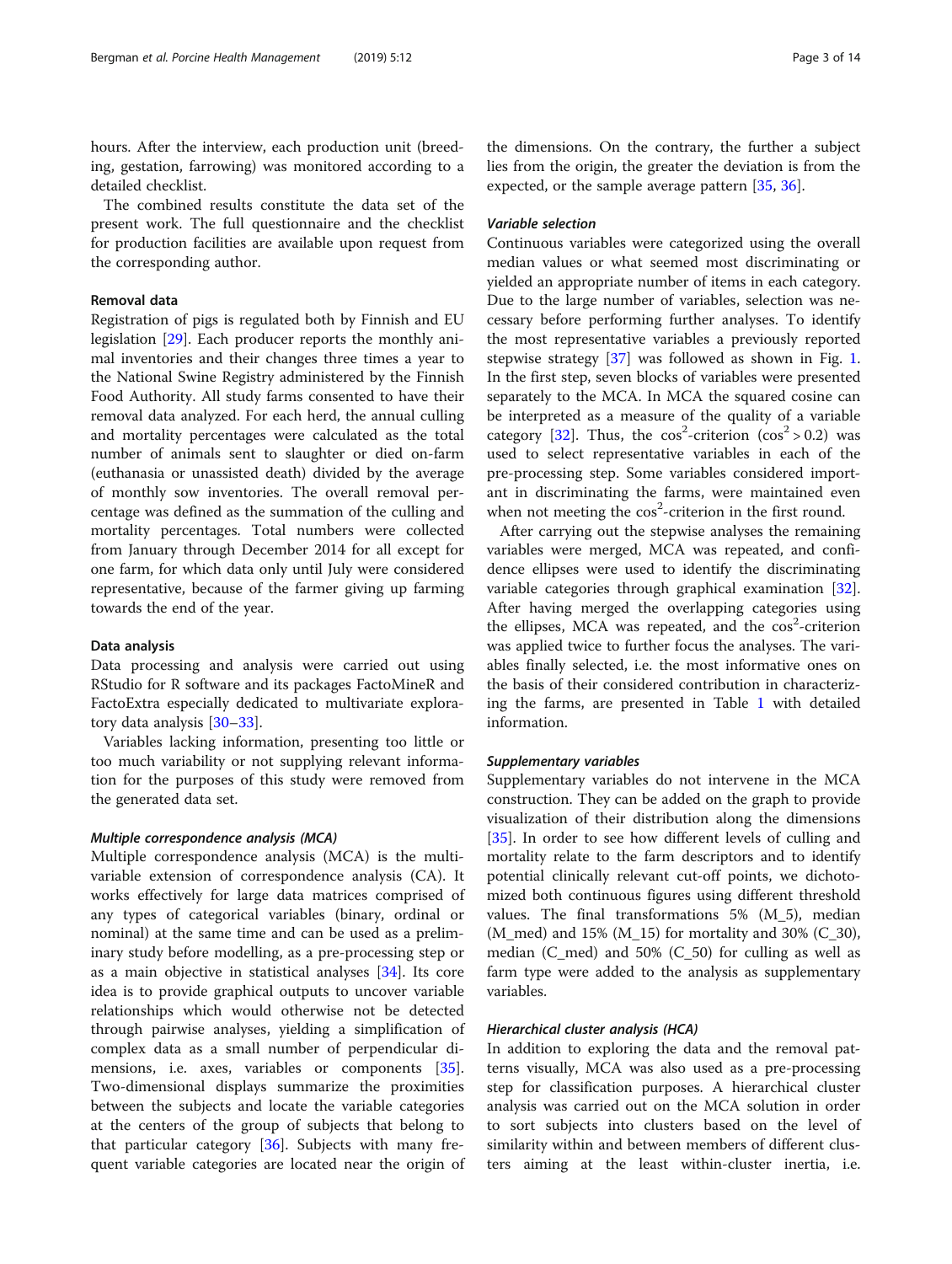hours. After the interview, each production unit (breeding, gestation, farrowing) was monitored according to a detailed checklist.

The combined results constitute the data set of the present work. The full questionnaire and the checklist for production facilities are available upon request from the corresponding author.

### Removal data

Registration of pigs is regulated both by Finnish and EU legislation [29]. Each producer reports the monthly animal inventories and their changes three times a year to the National Swine Registry administered by the Finnish Food Authority. All study farms consented to have their removal data analyzed. For each herd, the annual culling and mortality percentages were calculated as the total number of animals sent to slaughter or died on-farm (euthanasia or unassisted death) divided by the average of monthly sow inventories. The overall removal percentage was defined as the summation of the culling and mortality percentages. Total numbers were collected from January through December 2014 for all except for one farm, for which data only until July were considered representative, because of the farmer giving up farming towards the end of the year.

### Data analysis

Data processing and analysis were carried out using RStudio for R software and its packages FactoMineR and FactoExtra especially dedicated to multivariate exploratory data analysis [30–33].

Variables lacking information, presenting too little or too much variability or not supplying relevant information for the purposes of this study were removed from the generated data set.

#### *Multiple correspondence analysis (MCA)*

Multiple correspondence analysis (MCA) is the multivariable extension of correspondence analysis (CA). It works effectively for large data matrices comprised of any types of categorical variables (binary, ordinal or nominal) at the same time and can be used as a preliminary study before modelling, as a pre-processing step or as a main objective in statistical analyses [34]. Its core idea is to provide graphical outputs to uncover variable relationships which would otherwise not be detected through pairwise analyses, yielding a simplification of complex data as a small number of perpendicular dimensions, i.e. axes, variables or components [35]. Two-dimensional displays summarize the proximities between the subjects and locate the variable categories at the centers of the group of subjects that belong to that particular category [36]. Subjects with many frequent variable categories are located near the origin of the dimensions. On the contrary, the further a subject lies from the origin, the greater the deviation is from the expected, or the sample average pattern [35, 36].

#### *Variable selection*

Continuous variables were categorized using the overall median values or what seemed most discriminating or yielded an appropriate number of items in each category. Due to the large number of variables, selection was necessary before performing further analyses. To identify the most representative variables a previously reported stepwise strategy [37] was followed as shown in Fig. 1. In the first step, seven blocks of variables were presented separately to the MCA. In MCA the squared cosine can be interpreted as a measure of the quality of a variable category [32]. Thus, the $\cos^2$-criterion ($\cos^2 > 0.2$) was used to select representative variables in each of the pre-processing step. Some variables considered important in discriminating the farms, were maintained even when not meeting the $\cos^2$-criterion in the first round.

After carrying out the stepwise analyses the remaining variables were merged, MCA was repeated, and confidence ellipses were used to identify the discriminating variable categories through graphical examination [32]. After having merged the overlapping categories using the ellipses, MCA was repeated, and the $\cos^2$-criterion was applied twice to further focus the analyses. The variables finally selected, i.e. the most informative ones on the basis of their considered contribution in characterizing the farms, are presented in Table 1 with detailed information.

#### *Supplementary variables*

Supplementary variables do not intervene in the MCA construction. They can be added on the graph to provide visualization of their distribution along the dimensions [35]. In order to see how different levels of culling and mortality relate to the farm descriptors and to identify potential clinically relevant cut-off points, we dichotomized both continuous figures using different threshold values. The final transformations 5% (M_5), median (M_med) and 15% (M_15) for mortality and 30% (C_30), median (C_med) and 50% (C_50) for culling as well as farm type were added to the analysis as supplementary variables.

#### *Hierarchical cluster analysis (HCA)*

In addition to exploring the data and the removal patterns visually, MCA was also used as a pre-processing step for classification purposes. A hierarchical cluster analysis was carried out on the MCA solution in order to sort subjects into clusters based on the level of similarity within and between members of different clusters aiming at the least within-cluster inertia, i.e.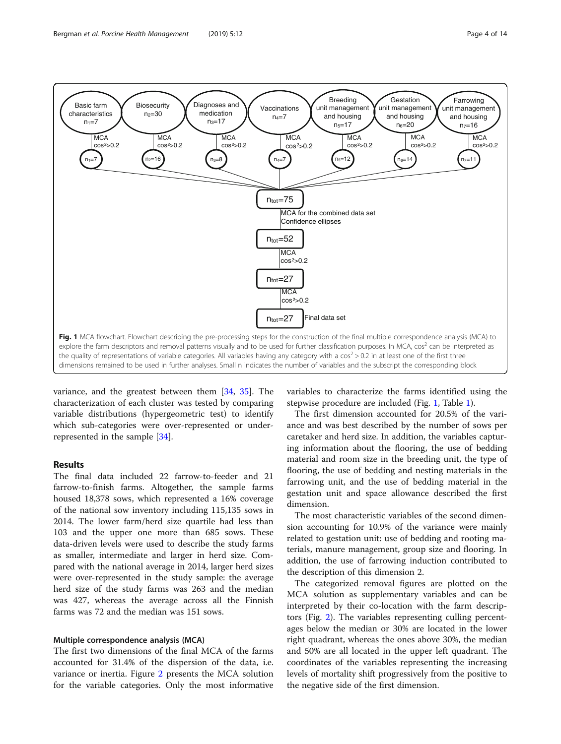Fig. 1 MCA flowchart. Flowchart describing the pre-processing steps for the construction of the final multiple correspondence analysis (MCA) to explore the farm descriptors and removal patterns visually and to be used for further classification purposes. In MCA, $cos^2$ can be interpreted as the quality of representations of variable categories. All variables having any category with a $cos^2 > 0.2$ in at least one of the first three dimensions remained to be used in further analyses. Small n indicates the number of variables and the subscript the corresponding block

variance, and the greatest between them [34, 35]. The characterization of each cluster was tested by comparing variable distributions (hypergeometric test) to identify which sub-categories were over-represented or under-represented in the sample [34].

## Results

The final data included 22 farrow-to-feeder and 21 farrow-to-finish farms. Altogether, the sample farms housed 18,378 sows, which represented a 16% coverage of the national sow inventory including 115,135 sows in 2014. The lower farm/herd size quartile had less than 103 and the upper one more than 685 sows. These data-driven levels were used to describe the study farms as smaller, intermediate and larger in herd size. Compared with the national average in 2014, larger herd sizes were over-represented in the study sample: the average herd size of the study farms was 263 and the median was 427, whereas the average across all the Finnish farms was 72 and the median was 151 sows.

### Multiple correspondence analysis (MCA)

The first two dimensions of the final MCA of the farms accounted for 31.4% of the dispersion of the data, i.e. variance or inertia. Figure 2 presents the MCA solution for the variable categories. Only the most informative variables to characterize the farms identified using the stepwise procedure are included (Fig. 1, Table 1).

The first dimension accounted for 20.5% of the variance and was best described by the number of sows per caretaker and herd size. In addition, the variables capturing information about the flooring, the use of bedding material and room size in the breeding unit, the type of flooring, the use of bedding and nesting materials in the farrowing unit, and the use of bedding material in the gestation unit and space allowance described the first dimension.

The most characteristic variables of the second dimension accounting for 10.9% of the variance were mainly related to gestation unit: use of bedding and rooting materials, manure management, group size and flooring. In addition, the use of farrowing induction contributed to the description of this dimension 2.

The categorized removal figures are plotted on the MCA solution as supplementary variables and can be interpreted by their co-location with the farm descriptors (Fig. 2). The variables representing culling percentages below the median or 30% are located in the lower right quadrant, whereas the ones above 30%, the median and 50% are all located in the upper left quadrant. The coordinates of the variables representing the increasing levels of mortality shift progressively from the positive to the negative side of the first dimension.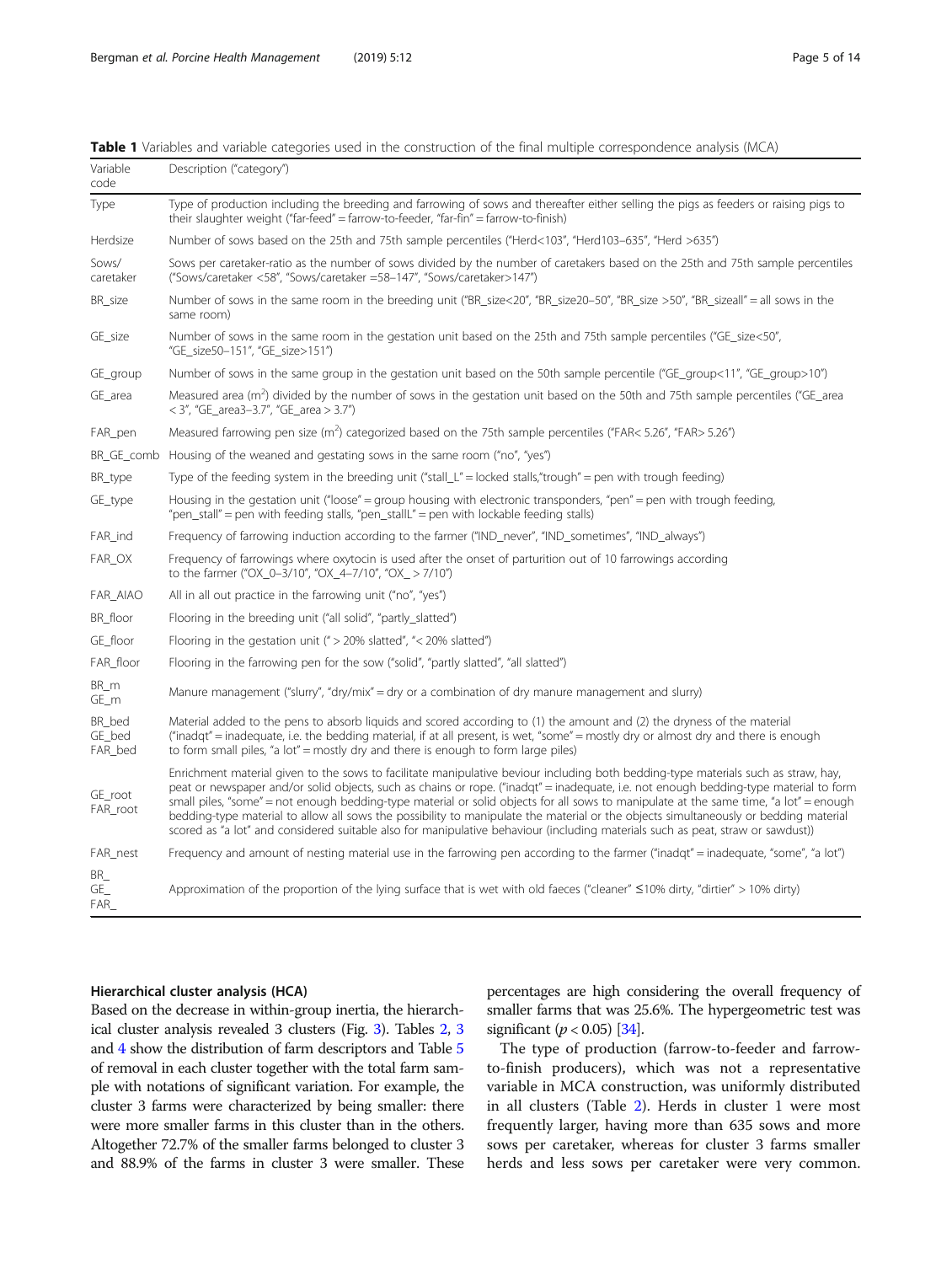**Table 1** Variables and variable categories used in the construction of the final multiple correspondence analysis (MCA)

| Variable code | Description ("category") |
|---|---|
| Type | Type of production including the breeding and farrowing of sows and thereafter either selling the pigs as feeders or raising pigs to their slaughter weight ("far-feed" = farrow-to-feeder, "far-fin" = farrow-to-finish) |
| Herdsize | Number of sows based on the 25th and 75th sample percentiles ("Herd<103", "Herd103–635", "Herd >635") |
| Sows/ caretaker | Sows per caretaker-ratio as the number of sows divided by the number of caretakers based on the 25th and 75th sample percentiles ("Sows/caretaker <58", "Sows/caretaker =58–147", "Sows/caretaker>147") |
| BR_size | Number of sows in the same room in the breeding unit ("BR_size<20", "BR_size20–50", "BR_size >50", "BR_sizeall" = all sows in the same room) |
| GE_size | Number of sows in the same room in the gestation unit based on the 25th and 75th sample percentiles ("GE_size<50", "GE_size50–151", "GE_size>151") |
| GE_group | Number of sows in the same group in the gestation unit based on the 50th sample percentile ("GE_group<11", "GE_group>10") |
| GE_area | Measured area ($m^2$) divided by the number of sows in the gestation unit based on the 50th and 75th sample percentiles ("GE_area < 3", "GE_area3–3.7", "GE_area > 3.7") |
| FAR_pen | Measured farrowing pen size ($m^2$) categorized based on the 75th sample percentiles ("FAR< 5.26", "FAR> 5.26") |
| BR_GE_comb | Housing of the weaned and gestating sows in the same room ("no", "yes") |
| BR_type | Type of the feeding system in the breeding unit ("stall_L" = locked stalls,"trough" = pen with trough feeding) |
| GE_type | Housing in the gestation unit ("loose" = group housing with electronic transponders, "pen" = pen with trough feeding, "pen_stall" = pen with feeding stalls, "pen_stallL" = pen with lockable feeding stalls) |
| FAR_ind | Frequency of farrowing induction according to the farmer ("IND_never", "IND_sometimes", "IND_always") |
| FAR_OX | Frequency of farrowings where oxytocin is used after the onset of parturition out of 10 farrowings according to the farmer ("OX_0–3/10", "OX_4–7/10", "OX_ > 7/10") |
| FAR_AIAO | All in all out practice in the farrowing unit ("no", "yes") |
| BR_floor | Flooring in the breeding unit ("all solid", "partly_slatted") |
| GE_floor | Flooring in the gestation unit (" > 20% slatted", "< 20% slatted") |
| FAR_floor | Flooring in the farrowing pen for the sow ("solid", "partly slatted", "all slatted") |
| BR_m GE_m | Manure management ("slurry", "dry/mix" = dry or a combination of dry manure management and slurry) |
| BR_bed GE_bed FAR_bed | Material added to the pens to absorb liquids and scored according to (1) the amount and (2) the dryness of the material ("inadqt" = inadequate, i.e. the bedding material, if at all present, is wet, "some" = mostly dry or almost dry and there is enough to form small piles, "a lot" = mostly dry and there is enough to form large piles) |
| GE_root FAR_root | Enrichment material given to the sows to facilitate manipulative beviour including both bedding-type materials such as straw, hay, peat or newspaper and/or solid objects, such as chains or rope. ("inadqt" = inadequate, i.e. not enough bedding-type material to form small piles, "some" = not enough bedding-type material or solid objects for all sows to manipulate at the same time, "a lot" = enough bedding-type material to allow all sows the possibility to manipulate the material or the objects simultaneously or bedding material scored as "a lot" and considered suitable also for manipulative behaviour (including materials such as peat, straw or sawdust)) |
| FAR_nest | Frequency and amount of nesting material use in the farrowing pen according to the farmer ("inadqt" = inadequate, "some", "a lot") |
| BR_ GE_ FAR_ | Approximation of the proportion of the lying surface that is wet with old faeces ("cleaner" ≤10% dirty, "dirtier" > 10% dirty) |

### Hierarchical cluster analysis (HCA)

Based on the decrease in within-group inertia, the hierarchical cluster analysis revealed 3 clusters (Fig. 3). Tables 2, 3 and 4 show the distribution of farm descriptors and Table 5 of removal in each cluster together with the total farm sample with notations of significant variation. For example, the cluster 3 farms were characterized by being smaller: there were more smaller farms in this cluster than in the others. Altogether 72.7% of the smaller farms belonged to cluster 3 and 88.9% of the farms in cluster 3 were smaller. These percentages are high considering the overall frequency of smaller farms that was 25.6%. The hypergeometric test was significant ($p < 0.05$) [34].

The type of production (farrow-to-feeder and farrow-to-finish producers), which was not a representative variable in MCA construction, was uniformly distributed in all clusters (Table 2). Herds in cluster 1 were most frequently larger, having more than 635 sows and more sows per caretaker, whereas for cluster 3 farms smaller herds and less sows per caretaker were very common.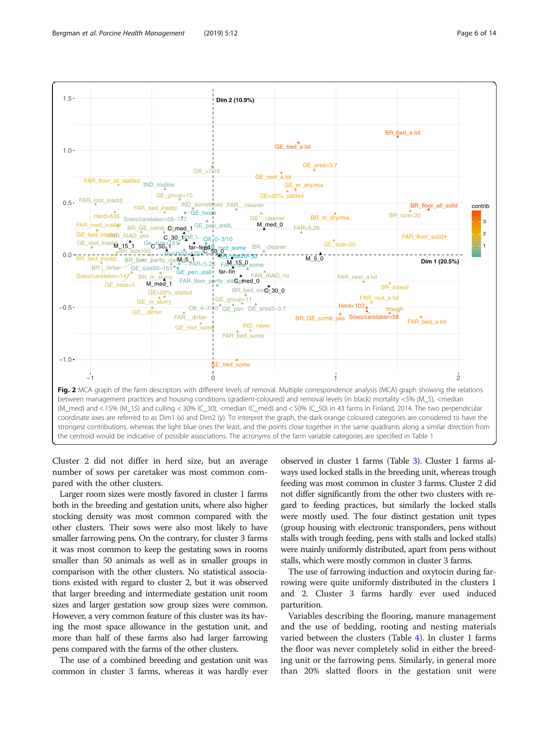**Fig. 2** MCA graph of the farm descriptors with different levels of removal. Multiple correspondence analysis (MCA) graph showing the relations between management practices and housing conditions (gradient-coloured) and removal levels (in black) mortality <5% (M_5), <median (M_med) and < 15% (M_15) and culling < 30% (C_30), <median (C_med) and < 50% (C_50) in 43 farms in Finland, 2014. The two perpendicular coordinate axes are referred to as Dim1 (x) and Dim2 (y). To interpret the graph, the dark orange coloured categories are considered to have the strongest contributions, whereas the light blue ones the least, and the points close together in the same quadrants along a similar direction from the centroid would be indicative of possible associations. The acronyms of the farm variable categories are specified in Table 1

Cluster 2 did not differ in herd size, but an average number of sows per caretaker was most common compared with the other clusters.

Larger room sizes were mostly favored in cluster 1 farms both in the breeding and gestation units, where also higher stocking density was most common compared with the other clusters. Their sows were also most likely to have smaller farrowing pens. On the contrary, for cluster 3 farms it was most common to keep the gestating sows in rooms smaller than 50 animals as well as in smaller groups in comparison with the other clusters. No statistical associations existed with regard to cluster 2, but it was observed that larger breeding and intermediate gestation unit room sizes and larger gestation sow group sizes were common. However, a very common feature of this cluster was its having the most space allowance in the gestation unit, and more than half of these farms also had larger farrowing pens compared with the farms of the other clusters.

The use of a combined breeding and gestation unit was common in cluster 3 farms, whereas it was hardly ever observed in cluster 1 farms (Table 3). Cluster 1 farms always used locked stalls in the breeding unit, whereas trough feeding was most common in cluster 3 farms. Cluster 2 did not differ significantly from the other two clusters with regard to feeding practices, but similarly the locked stalls were mostly used. The four distinct gestation unit types (group housing with electronic transponders, pens without stalls with trough feeding, pens with stalls and locked stalls) were mainly uniformly distributed, apart from pens without stalls, which were mostly common in cluster 3 farms.

The use of farrowing induction and oxytocin during farrowing were quite uniformly distributed in the clusters 1 and 2. Cluster 3 farms hardly ever used induced parturition.

Variables describing the flooring, manure management and the use of bedding, rooting and nesting materials varied between the clusters (Table 4). In cluster 1 farms the floor was never completely solid in either the breeding unit or the farrowing pens. Similarly, in general more than 20% slatted floors in the gestation unit were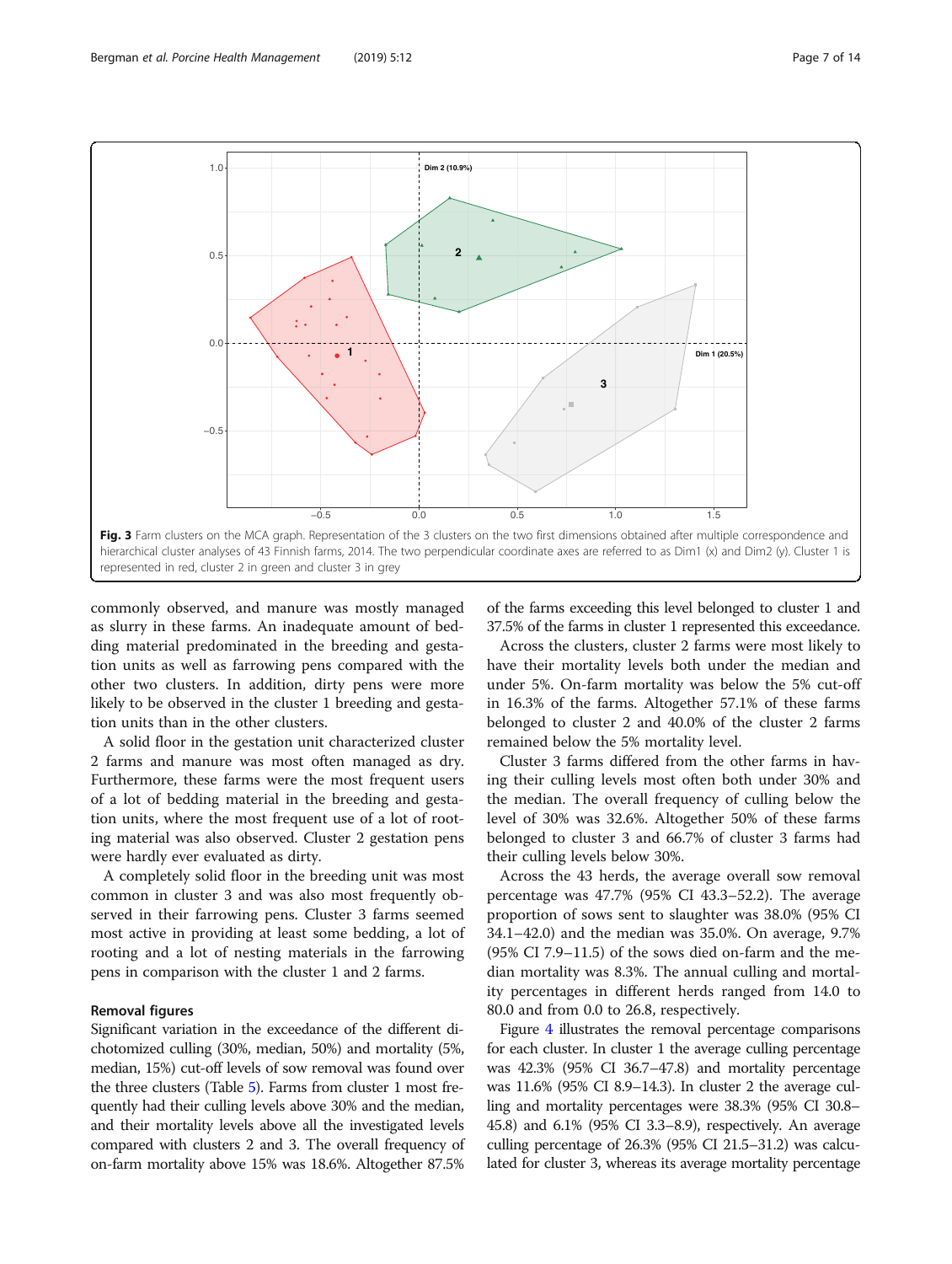Fig. 3 Farm clusters on the MCA graph. Representation of the 3 clusters on the two first dimensions obtained after multiple correspondence and hierarchical cluster analyses of 43 Finnish farms, 2014. The two perpendicular coordinate axes are referred to as Dim1 (x) and Dim2 (y). Cluster 1 is represented in red, cluster 2 in green and cluster 3 in grey

commonly observed, and manure was mostly managed as slurry in these farms. An inadequate amount of bedding material predominated in the breeding and gestation units as well as farrowing pens compared with the other two clusters. In addition, dirty pens were more likely to be observed in the cluster 1 breeding and gestation units than in the other clusters.

A solid floor in the gestation unit characterized cluster 2 farms and manure was most often managed as dry. Furthermore, these farms were the most frequent users of a lot of bedding material in the breeding and gestation units, where the most frequent use of a lot of rooting material was also observed. Cluster 2 gestation pens were hardly ever evaluated as dirty.

A completely solid floor in the breeding unit was most common in cluster 3 and was also most frequently observed in their farrowing pens. Cluster 3 farms seemed most active in providing at least some bedding, a lot of rooting and a lot of nesting materials in the farrowing pens in comparison with the cluster 1 and 2 farms.

### Removal figures

Significant variation in the exceedance of the different dichotomized culling (30%, median, 50%) and mortality (5%, median, 15%) cut-off levels of sow removal was found over the three clusters (Table 5). Farms from cluster 1 most frequently had their culling levels above 30% and the median, and their mortality levels above all the investigated levels compared with clusters 2 and 3. The overall frequency of on-farm mortality above 15% was 18.6%. Altogether 87.5% of the farms exceeding this level belonged to cluster 1 and 37.5% of the farms in cluster 1 represented this exceedance.

Across the clusters, cluster 2 farms were most likely to have their mortality levels both under the median and under 5%. On-farm mortality was below the 5% cut-off in 16.3% of the farms. Altogether 57.1% of these farms belonged to cluster 2 and 40.0% of the cluster 2 farms remained below the 5% mortality level.

Cluster 3 farms differed from the other farms in having their culling levels most often both under 30% and the median. The overall frequency of culling below the level of 30% was 32.6%. Altogether 50% of these farms belonged to cluster 3 and 66.7% of cluster 3 farms had their culling levels below 30%.

Across the 43 herds, the average overall sow removal percentage was 47.7% (95% CI 43.3–52.2). The average proportion of sows sent to slaughter was 38.0% (95% CI 34.1–42.0) and the median was 35.0%. On average, 9.7% (95% CI 7.9–11.5) of the sows died on-farm and the median mortality was 8.3%. The annual culling and mortality percentages in different herds ranged from 14.0 to 80.0 and from 0.0 to 26.8, respectively.

Figure 4 illustrates the removal percentage comparisons for each cluster. In cluster 1 the average culling percentage was 42.3% (95% CI 36.7–47.8) and mortality percentage was 11.6% (95% CI 8.9–14.3). In cluster 2 the average culling and mortality percentages were 38.3% (95% CI 30.8–45.8) and 6.1% (95% CI 3.3–8.9), respectively. An average culling percentage of 26.3% (95% CI 21.5–31.2) was calculated for cluster 3, whereas its average mortality percentage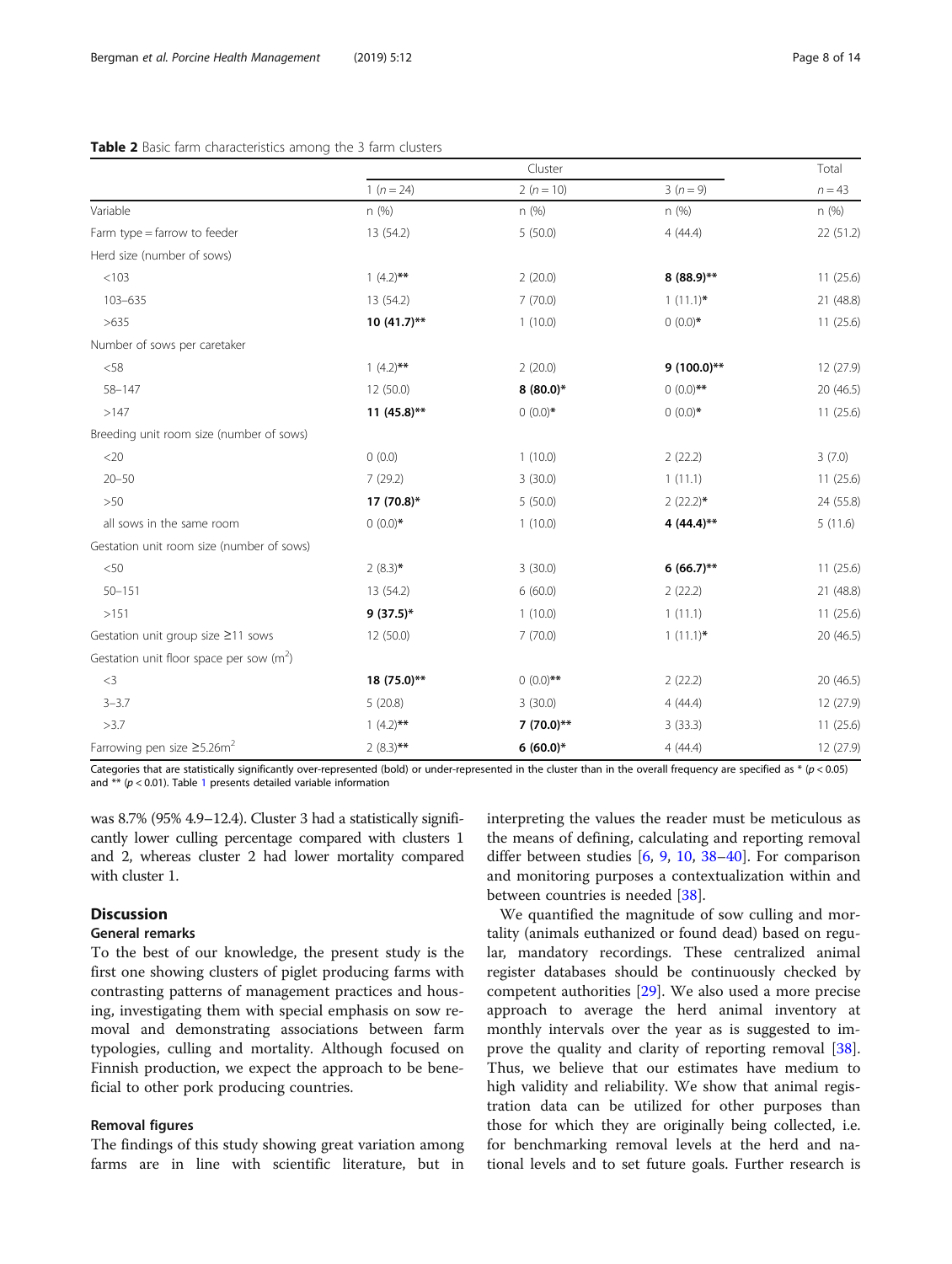**Table 2** Basic farm characteristics among the 3 farm clusters

| | Cluster | | | Total |
|---|---|---|---|---|
| | 1 ($n = 24$) | 2 ($n = 10$) | 3 ($n = 9$) | $n = 43$ |
| Variable | n (%) | n (%) | n (%) | n (%) |
| Farm type = farrow to feeder | 13 (54.2) | 5 (50.0) | 4 (44.4) | 22 (51.2) |
| Herd size (number of sows) | | | | |
| <103 | 1 (4.2)** | 2 (20.0) | **8 (88.9)**** | 11 (25.6) |
| 103–635 | 13 (54.2) | 7 (70.0) | 1 (11.1)* | 21 (48.8) |
| >635 | **10 (41.7)**** | 1 (10.0) | 0 (0.0)* | 11 (25.6) |
| Number of sows per caretaker | | | | |
| <58 | 1 (4.2)** | 2 (20.0) | **9 (100.0)**** | 12 (27.9) |
| 58–147 | 12 (50.0) | **8 (80.0)*** | 0 (0.0)** | 20 (46.5) |
| >147 | **11 (45.8)**** | 0 (0.0)* | 0 (0.0)* | 11 (25.6) |
| Breeding unit room size (number of sows) | | | | |
| <20 | 0 (0.0) | 1 (10.0) | 2 (22.2) | 3 (7.0) |
| 20–50 | 7 (29.2) | 3 (30.0) | 1 (11.1) | 11 (25.6) |
| >50 | **17 (70.8)*** | 5 (50.0) | 2 (22.2)* | 24 (55.8) |
| all sows in the same room | 0 (0.0)* | 1 (10.0) | **4 (44.4)**** | 5 (11.6) |
| Gestation unit room size (number of sows) | | | | |
| <50 | 2 (8.3)* | 3 (30.0) | **6 (66.7)**** | 11 (25.6) |
| 50–151 | 13 (54.2) | 6 (60.0) | 2 (22.2) | 21 (48.8) |
| >151 | **9 (37.5)*** | 1 (10.0) | 1 (11.1) | 11 (25.6) |
| Gestation unit group size ≥11 sows | 12 (50.0) | 7 (70.0) | 1 (11.1)* | 20 (46.5) |
| Gestation unit floor space per sow ($m^2$) | | | | |
| <3 | **18 (75.0)**** | 0 (0.0)** | 2 (22.2) | 20 (46.5) |
| 3–3.7 | 5 (20.8) | 3 (30.0) | 4 (44.4) | 12 (27.9) |
| >3.7 | 1 (4.2)** | **7 (70.0)**** | 3 (33.3) | 11 (25.6) |
| Farrowing pen size ≥5.26$m^2$ | 2 (8.3)** | **6 (60.0)*** | 4 (44.4) | 12 (27.9) |

Categories that are statistically significantly over-represented (bold) or under-represented in the cluster than in the overall frequency are specified as * ($p < 0.05$) and ** ($p < 0.01$). Table 1 presents detailed variable information

was 8.7% (95% 4.9–12.4). Cluster 3 had a statistically significantly lower culling percentage compared with clusters 1 and 2, whereas cluster 2 had lower mortality compared with cluster 1.

## Discussion

### General remarks

To the best of our knowledge, the present study is the first one showing clusters of piglet producing farms with contrasting patterns of management practices and housing, investigating them with special emphasis on sow removal and demonstrating associations between farm typologies, culling and mortality. Although focused on Finnish production, we expect the approach to be beneficial to other pork producing countries.

### Removal figures

The findings of this study showing great variation among farms are in line with scientific literature, but in interpreting the values the reader must be meticulous as the means of defining, calculating and reporting removal differ between studies [6, 9, 10, 38–40]. For comparison and monitoring purposes a contextualization within and between countries is needed [38].

We quantified the magnitude of sow culling and mortality (animals euthanized or found dead) based on regular, mandatory recordings. These centralized animal register databases should be continuously checked by competent authorities [29]. We also used a more precise approach to average the herd animal inventory at monthly intervals over the year as is suggested to improve the quality and clarity of reporting removal [38]. Thus, we believe that our estimates have medium to high validity and reliability. We show that animal registration data can be utilized for other purposes than those for which they are originally being collected, i.e. for benchmarking removal levels at the herd and national levels and to set future goals. Further research is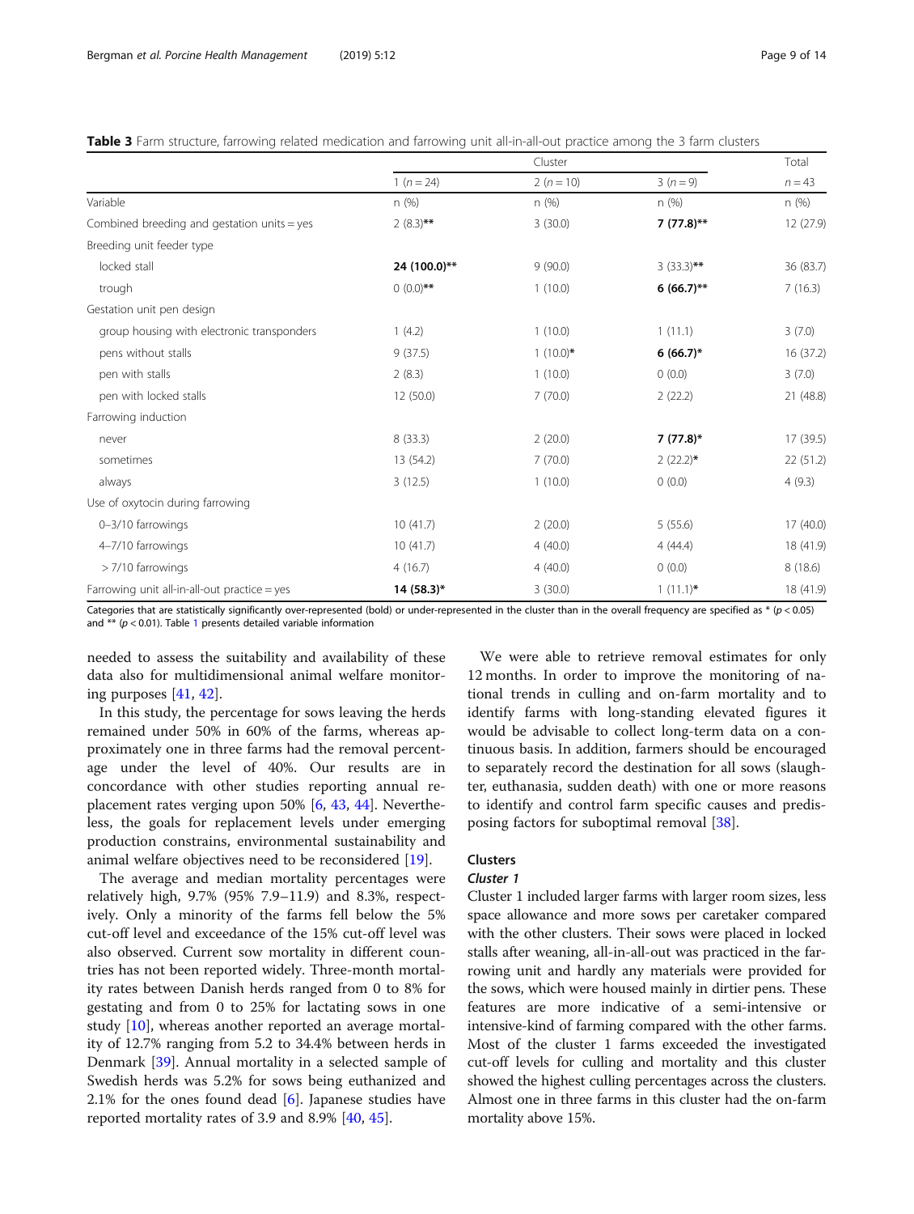**Table 3** Farm structure, farrowing related medication and farrowing unit all-in-all-out practice among the 3 farm clusters

| | Cluster | | | Total |
|---|---|---|---|---|
| | 1 (n = 24) | 2 (n = 10) | 3 (n = 9) | n = 43 |
| Variable | n (%) | n (%) | n (%) | n (%) |
| Combined breeding and gestation units = yes | 2 (8.3)** | 3 (30.0) | **7 (77.8)**** | 12 (27.9) |
| Breeding unit feeder type | | | | |
| locked stall | **24 (100.0)**** | 9 (90.0) | 3 (33.3)** | 36 (83.7) |
| trough | 0 (0.0)** | 1 (10.0) | **6 (66.7)**** | 7 (16.3) |
| Gestation unit pen design | | | | |
| group housing with electronic transponders | 1 (4.2) | 1 (10.0) | 1 (11.1) | 3 (7.0) |
| pens without stalls | 9 (37.5) | 1 (10.0)* | **6 (66.7)*** | 16 (37.2) |
| pen with stalls | 2 (8.3) | 1 (10.0) | 0 (0.0) | 3 (7.0) |
| pen with locked stalls | 12 (50.0) | 7 (70.0) | 2 (22.2) | 21 (48.8) |
| Farrowing induction | | | | |
| never | 8 (33.3) | 2 (20.0) | **7 (77.8)*** | 17 (39.5) |
| sometimes | 13 (54.2) | 7 (70.0) | 2 (22.2)* | 22 (51.2) |
| always | 3 (12.5) | 1 (10.0) | 0 (0.0) | 4 (9.3) |
| Use of oxytocin during farrowing | | | | |
| 0–3/10 farrowings | 10 (41.7) | 2 (20.0) | 5 (55.6) | 17 (40.0) |
| 4–7/10 farrowings | 10 (41.7) | 4 (40.0) | 4 (44.4) | 18 (41.9) |
| > 7/10 farrowings | 4 (16.7) | 4 (40.0) | 0 (0.0) | 8 (18.6) |
| Farrowing unit all-in-all-out practice = yes | **14 (58.3)*** | 3 (30.0) | 1 (11.1)* | 18 (41.9) |

Categories that are statistically significantly over-represented (bold) or under-represented in the cluster than in the overall frequency are specified as * ($p < 0.05$) and ** ($p < 0.01$). Table 1 presents detailed variable information

needed to assess the suitability and availability of these data also for multidimensional animal welfare monitoring purposes [41, 42].

In this study, the percentage for sows leaving the herds remained under 50% in 60% of the farms, whereas approximately one in three farms had the removal percentage under the level of 40%. Our results are in concordance with other studies reporting annual replacement rates verging upon 50% [6, 43, 44]. Nevertheless, the goals for replacement levels under emerging production constrains, environmental sustainability and animal welfare objectives need to be reconsidered [19].

The average and median mortality percentages were relatively high, 9.7% (95% 7.9–11.9) and 8.3%, respectively. Only a minority of the farms fell below the 5% cut-off level and exceedance of the 15% cut-off level was also observed. Current sow mortality in different countries has not been reported widely. Three-month mortality rates between Danish herds ranged from 0 to 8% for gestating and from 0 to 25% for lactating sows in one study [10], whereas another reported an average mortality of 12.7% ranging from 5.2 to 34.4% between herds in Denmark [39]. Annual mortality in a selected sample of Swedish herds was 5.2% for sows being euthanized and 2.1% for the ones found dead [6]. Japanese studies have reported mortality rates of 3.9 and 8.9% [40, 45].

We were able to retrieve removal estimates for only 12 months. In order to improve the monitoring of national trends in culling and on-farm mortality and to identify farms with long-standing elevated figures it would be advisable to collect long-term data on a continuous basis. In addition, farmers should be encouraged to separately record the destination for all sows (slaughter, euthanasia, sudden death) with one or more reasons to identify and control farm specific causes and predisposing factors for suboptimal removal [38].

## Clusters

### *Cluster 1*

Cluster 1 included larger farms with larger room sizes, less space allowance and more sows per caretaker compared with the other clusters. Their sows were placed in locked stalls after weaning, all-in-all-out was practiced in the farrowing unit and hardly any materials were provided for the sows, which were housed mainly in dirtier pens. These features are more indicative of a semi-intensive or intensive-kind of farming compared with the other farms. Most of the cluster 1 farms exceeded the investigated cut-off levels for culling and mortality and this cluster showed the highest culling percentages across the clusters. Almost one in three farms in this cluster had the on-farm mortality above 15%.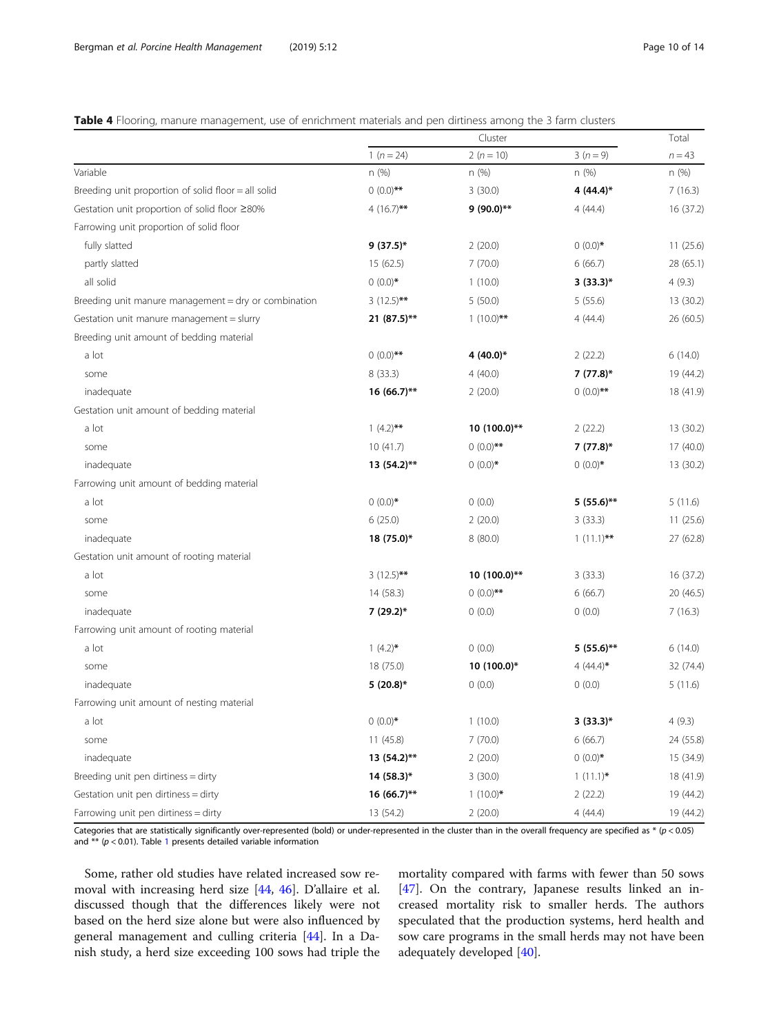**Table 4** Flooring, manure management, use of enrichment materials and pen dirtiness among the 3 farm clusters

| | Cluster | | | Total |
|---|---|---|---|---|
| | 1 (n = 24) | 2 (n = 10) | 3 (n = 9) | n = 43 |
| Variable | n (%) | n (%) | n (%) | n (%) |
| Breeding unit proportion of solid floor = all solid | 0 (0.0)** | 3 (30.0) | **4 (44.4)*** | 7 (16.3) |
| Gestation unit proportion of solid floor ≥80% | 4 (16.7)** | **9 (90.0)**** | 4 (44.4) | 16 (37.2) |
| Farrowing unit proportion of solid floor | | | | |
| fully slatted | **9 (37.5)*** | 2 (20.0) | 0 (0.0)* | 11 (25.6) |
| partly slatted | 15 (62.5) | 7 (70.0) | 6 (66.7) | 28 (65.1) |
| all solid | 0 (0.0)* | 1 (10.0) | **3 (33.3)*** | 4 (9.3) |
| Breeding unit manure management = dry or combination | 3 (12.5)** | 5 (50.0) | 5 (55.6) | 13 (30.2) |
| Gestation unit manure management = slurry | **21 (87.5)**** | 1 (10.0)** | 4 (44.4) | 26 (60.5) |
| Breeding unit amount of bedding material | | | | |
| a lot | 0 (0.0)** | **4 (40.0)*** | 2 (22.2) | 6 (14.0) |
| some | 8 (33.3) | 4 (40.0) | **7 (77.8)*** | 19 (44.2) |
| inadequate | **16 (66.7)**** | 2 (20.0) | 0 (0.0)** | 18 (41.9) |
| Gestation unit amount of bedding material | | | | |
| a lot | 1 (4.2)** | **10 (100.0)**** | 2 (22.2) | 13 (30.2) |
| some | 10 (41.7) | 0 (0.0)** | **7 (77.8)*** | 17 (40.0) |
| inadequate | **13 (54.2)**** | 0 (0.0)* | 0 (0.0)* | 13 (30.2) |
| Farrowing unit amount of bedding material | | | | |
| a lot | 0 (0.0)* | 0 (0.0) | **5 (55.6)**** | 5 (11.6) |
| some | 6 (25.0) | 2 (20.0) | 3 (33.3) | 11 (25.6) |
| inadequate | **18 (75.0)*** | 8 (80.0) | 1 (11.1)** | 27 (62.8) |
| Gestation unit amount of rooting material | | | | |
| a lot | 3 (12.5)** | **10 (100.0)**** | 3 (33.3) | 16 (37.2) |
| some | 14 (58.3) | 0 (0.0)** | 6 (66.7) | 20 (46.5) |
| inadequate | **7 (29.2)*** | 0 (0.0) | 0 (0.0) | 7 (16.3) |
| Farrowing unit amount of rooting material | | | | |
| a lot | 1 (4.2)* | 0 (0.0) | **5 (55.6)**** | 6 (14.0) |
| some | 18 (75.0) | **10 (100.0)*** | 4 (44.4)* | 32 (74.4) |
| inadequate | **5 (20.8)*** | 0 (0.0) | 0 (0.0) | 5 (11.6) |
| Farrowing unit amount of nesting material | | | | |
| a lot | 0 (0.0)* | 1 (10.0) | **3 (33.3)*** | 4 (9.3) |
| some | 11 (45.8) | 7 (70.0) | 6 (66.7) | 24 (55.8) |
| inadequate | **13 (54.2)**** | 2 (20.0) | 0 (0.0)* | 15 (34.9) |
| Breeding unit pen dirtiness = dirty | **14 (58.3)*** | 3 (30.0) | 1 (11.1)* | 18 (41.9) |
| Gestation unit pen dirtiness = dirty | **16 (66.7)**** | 1 (10.0)* | 2 (22.2) | 19 (44.2) |
| Farrowing unit pen dirtiness = dirty | 13 (54.2) | 2 (20.0) | 4 (44.4) | 19 (44.2) |

Categories that are statistically significantly over-represented (bold) or under-represented in the cluster than in the overall frequency are specified as * ($p < 0.05$) and ** ($p < 0.01$). Table 1 presents detailed variable information

Some, rather old studies have related increased sow removal with increasing herd size [44, 46]. D'allaire et al. discussed though that the differences likely were not based on the herd size alone but were also influenced by general management and culling criteria [44]. In a Danish study, a herd size exceeding 100 sows had triple the mortality compared with farms with fewer than 50 sows [47]. On the contrary, Japanese results linked an increased mortality risk to smaller herds. The authors speculated that the production systems, herd health and sow care programs in the small herds may not have been adequately developed [40].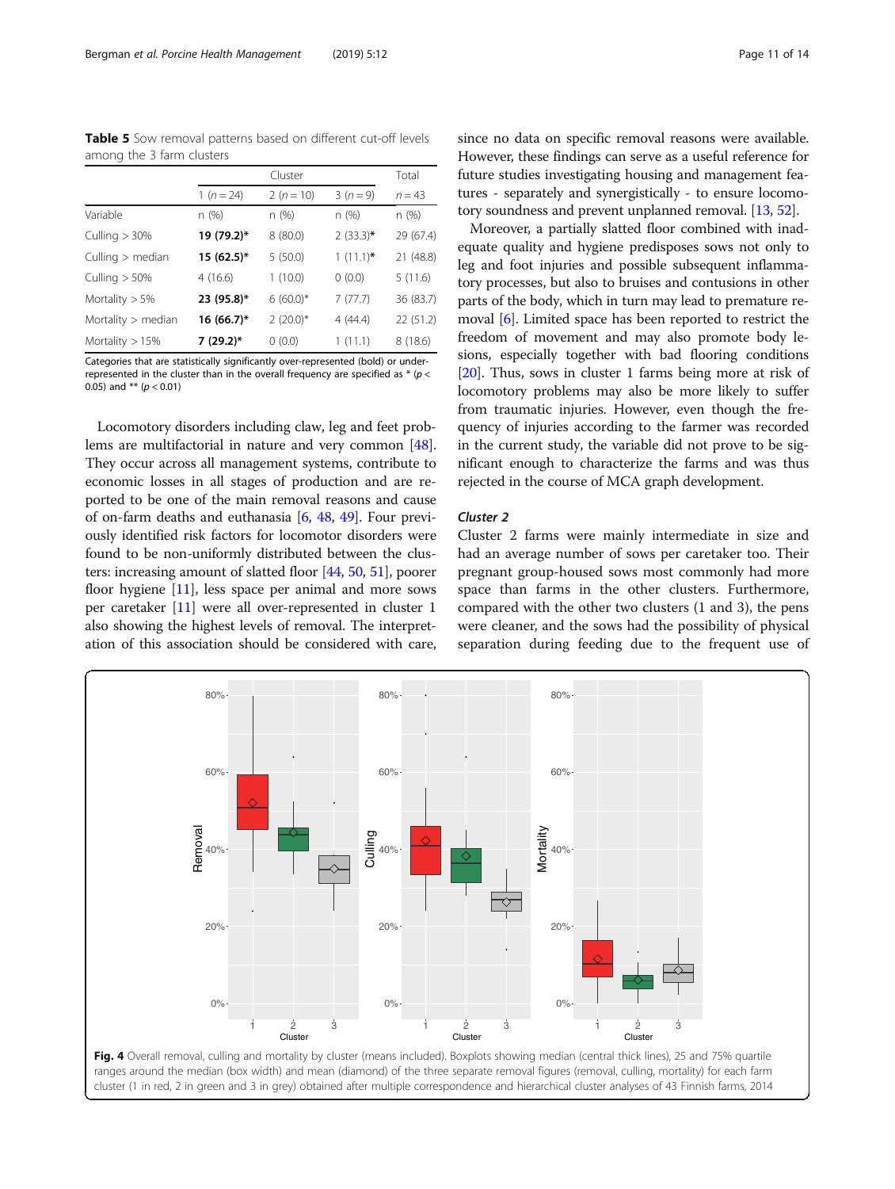**Table 5** Sow removal patterns based on different cut-off levels among the 3 farm clusters

| | Cluster | | | Total |
|---|---|---|---|---|
| | 1 ($n = 24$) | 2 ($n = 10$) | 3 ($n = 9$) | $n = 43$ |
| Variable | n (%) | n (%) | n (%) | n (%) |
| Culling > 30% | **19 (79.2)*** | 8 (80.0) | 2 (33.3)* | 29 (67.4) |
| Culling > median | **15 (62.5)*** | 5 (50.0) | 1 (11.1)* | 21 (48.8) |
| Culling > 50% | 4 (16.6) | 1 (10.0) | 0 (0.0) | 5 (11.6) |
| Mortality > 5% | **23 (95.8)*** | 6 (60.0)* | 7 (77.7) | 36 (83.7) |
| Mortality > median | **16 (66.7)*** | 2 (20.0)* | 4 (44.4) | 22 (51.2) |
| Mortality > 15% | **7 (29.2)*** | 0 (0.0) | 1 (11.1) | 8 (18.6) |

Categories that are statistically significantly over-represented (bold) or under-represented in the cluster than in the overall frequency are specified as * ($p < 0.05$) and ** ($p < 0.01$)

Locomotory disorders including claw, leg and feet problems are multifactorial in nature and very common [48]. They occur across all management systems, contribute to economic losses in all stages of production and are reported to be one of the main removal reasons and cause of on-farm deaths and euthanasia [6, 48, 49]. Four previously identified risk factors for locomotor disorders were found to be non-uniformly distributed between the clusters: increasing amount of slatted floor [44, 50, 51], poorer floor hygiene [11], less space per animal and more sows per caretaker [11] were all over-represented in cluster 1 also showing the highest levels of removal. The interpretation of this association should be considered with care, since no data on specific removal reasons were available. However, these findings can serve as a useful reference for future studies investigating housing and management features - separately and synergistically - to ensure locomotory soundness and prevent unplanned removal. [13, 52].

Moreover, a partially slatted floor combined with inadequate quality and hygiene predisposes sows not only to leg and foot injuries and possible subsequent inflammatory processes, but also to bruises and contusions in other parts of the body, which in turn may lead to premature removal [6]. Limited space has been reported to restrict the freedom of movement and may also promote body lesions, especially together with bad flooring conditions [20]. Thus, sows in cluster 1 farms being more at risk of locomotory problems may also be more likely to suffer from traumatic injuries. However, even though the frequency of injuries according to the farmer was recorded in the current study, the variable did not prove to be significant enough to characterize the farms and was thus rejected in the course of MCA graph development.

### Cluster 2

Cluster 2 farms were mainly intermediate in size and had an average number of sows per caretaker too. Their pregnant group-housed sows most commonly had more space than farms in the other clusters. Furthermore, compared with the other two clusters (1 and 3), the pens were cleaner, and the sows had the possibility of physical separation during feeding due to the frequent use of

**Fig. 4** Overall removal, culling and mortality by cluster (means included). Boxplots showing median (central thick lines), 25 and 75% quartile ranges around the median (box width) and mean (diamond) of the three separate removal figures (removal, culling, mortality) for each farm cluster (1 in red, 2 in green and 3 in grey) obtained after multiple correspondence and hierarchical cluster analyses of 43 Finnish farms, 2014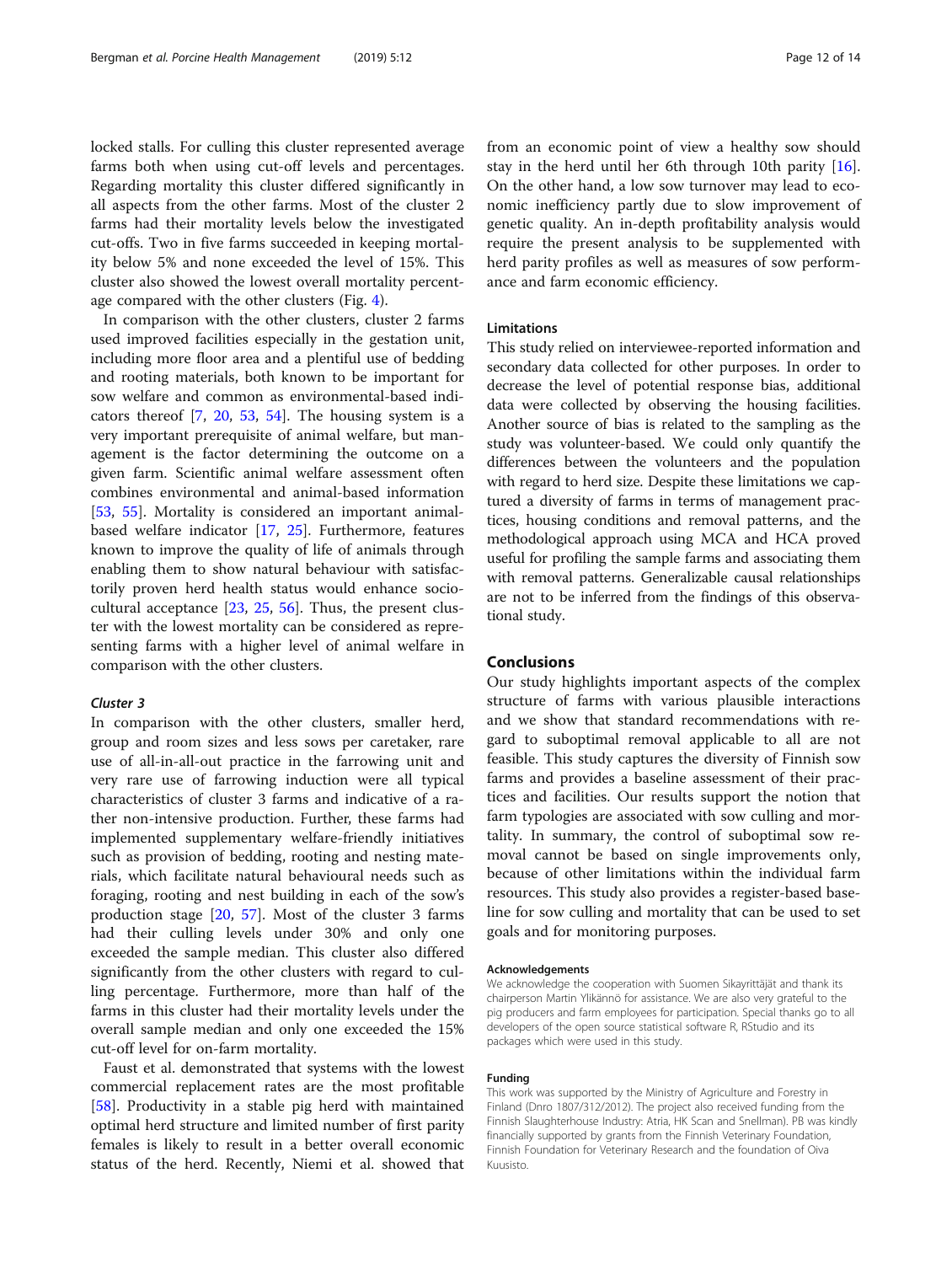locked stalls. For culling this cluster represented average farms both when using cut-off levels and percentages. Regarding mortality this cluster differed significantly in all aspects from the other farms. Most of the cluster 2 farms had their mortality levels below the investigated cut-offs. Two in five farms succeeded in keeping mortality below 5% and none exceeded the level of 15%. This cluster also showed the lowest overall mortality percentage compared with the other clusters (Fig. 4).

In comparison with the other clusters, cluster 2 farms used improved facilities especially in the gestation unit, including more floor area and a plentiful use of bedding and rooting materials, both known to be important for sow welfare and common as environmental-based indicators thereof [7, 20, 53, 54]. The housing system is a very important prerequisite of animal welfare, but management is the factor determining the outcome on a given farm. Scientific animal welfare assessment often combines environmental and animal-based information [53, 55]. Mortality is considered an important animal-based welfare indicator [17, 25]. Furthermore, features known to improve the quality of life of animals through enabling them to show natural behaviour with satisfactorily proven herd health status would enhance socio-cultural acceptance [23, 25, 56]. Thus, the present cluster with the lowest mortality can be considered as representing farms with a higher level of animal welfare in comparison with the other clusters.

### *Cluster 3*

In comparison with the other clusters, smaller herd, group and room sizes and less sows per caretaker, rare use of all-in-all-out practice in the farrowing unit and very rare use of farrowing induction were all typical characteristics of cluster 3 farms and indicative of a rather non-intensive production. Further, these farms had implemented supplementary welfare-friendly initiatives such as provision of bedding, rooting and nesting materials, which facilitate natural behavioural needs such as foraging, rooting and nest building in each of the sow's production stage [20, 57]. Most of the cluster 3 farms had their culling levels under 30% and only one exceeded the sample median. This cluster also differed significantly from the other clusters with regard to culling percentage. Furthermore, more than half of the farms in this cluster had their mortality levels under the overall sample median and only one exceeded the 15% cut-off level for on-farm mortality.

Faust et al. demonstrated that systems with the lowest commercial replacement rates are the most profitable [58]. Productivity in a stable pig herd with maintained optimal herd structure and limited number of first parity females is likely to result in a better overall economic status of the herd. Recently, Niemi et al. showed that from an economic point of view a healthy sow should stay in the herd until her 6th through 10th parity [16]. On the other hand, a low sow turnover may lead to economic inefficiency partly due to slow improvement of genetic quality. An in-depth profitability analysis would require the present analysis to be supplemented with herd parity profiles as well as measures of sow performance and farm economic efficiency.

### Limitations

This study relied on interviewee-reported information and secondary data collected for other purposes. In order to decrease the level of potential response bias, additional data were collected by observing the housing facilities. Another source of bias is related to the sampling as the study was volunteer-based. We could only quantify the differences between the volunteers and the population with regard to herd size. Despite these limitations we captured a diversity of farms in terms of management practices, housing conditions and removal patterns, and the methodological approach using MCA and HCA proved useful for profiling the sample farms and associating them with removal patterns. Generalizable causal relationships are not to be inferred from the findings of this observational study.

## Conclusions

Our study highlights important aspects of the complex structure of farms with various plausible interactions and we show that standard recommendations with regard to suboptimal removal applicable to all are not feasible. This study captures the diversity of Finnish sow farms and provides a baseline assessment of their practices and facilities. Our results support the notion that farm typologies are associated with sow culling and mortality. In summary, the control of suboptimal sow removal cannot be based on single improvements only, because of other limitations within the individual farm resources. This study also provides a register-based baseline for sow culling and mortality that can be used to set goals and for monitoring purposes.

#### Acknowledgements

We acknowledge the cooperation with Suomen Sikayrittäjät and thank its chairperson Martin Ylikännö for assistance. We are also very grateful to the pig producers and farm employees for participation. Special thanks go to all developers of the open source statistical software R, RStudio and its packages which were used in this study.

#### Funding

This work was supported by the Ministry of Agriculture and Forestry in Finland (Dnro 1807/312/2012). The project also received funding from the Finnish Slaughterhouse Industry: Atria, HK Scan and Snellman). PB was kindly financially supported by grants from the Finnish Veterinary Foundation, Finnish Foundation for Veterinary Research and the foundation of Oiva Kuusisto.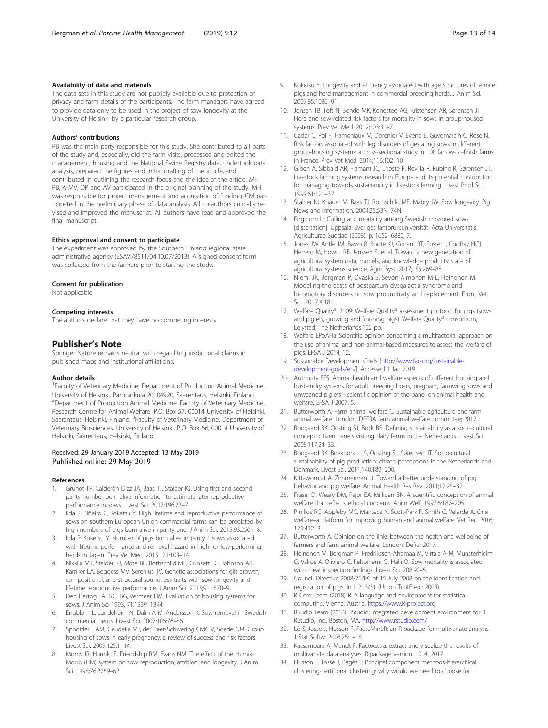#### Availability of data and materials

The data sets in this study are not publicly available due to protection of privacy and farm details of the participants. The farm managers have agreed to provide data only to be used in the project of sow longevity at the University of Helsinki by a particular research group.

#### Authors' contributions

PB was the main party responsible for this study. She contributed to all parts of the study and, especially, did the farm visits, processed and edited the management, housing and the National Swine Registry data, undertook data analysis, prepared the figures and initial drafting of the article, and contributed in outlining the research focus and the idea of the article. MH, PB, A-MV, OP and AV participated in the original planning of the study. MH was responsible for project management and acquisition of funding. CM participated in the preliminary phase of data analysis. All co-authors critically revised and improved the manuscript. All authors have read and approved the final manuscript.

#### Ethics approval and consent to participate

The experiment was approved by the Southern Finland regional state administrative agency (ESAVI/8511/04.10.07/2013). A signed consent form was collected from the farmers prior to starting the study.

#### Consent for publication

Not applicable.

#### Competing interests

The authors declare that they have no competing interests.

## Publisher's Note

Springer Nature remains neutral with regard to jurisdictional claims in published maps and institutional affiliations.

#### Author details

[1]Faculty of Veterinary Medicine, Department of Production Animal Medicine, University of Helsinki, Paroninkuja 20, 04920, Saarentaus, Helsinki, Finland. [2]Department of Production Animal Medicine, Faculty of Veterinary Medicine, Research Centre for Animal Welfare, P.O. Box 57, 00014 University of Helsinki, Saarentaus, Helsinki, Finland. [3]Faculty of Veterinary Medicine, Department of Veterinary Biosciences, University of Helsinki, P.O. Box 66, 00014 University of Helsinki, Saarentaus, Helsinki, Finland.

Received: 29 January 2019 Accepted: 13 May 2019
Published online: 29 May 2019

#### References

1. Gruhot TR, Calderón Díaz JA, Baas TJ, Stalder KJ. Using first and second parity number born alive information to estimate later reproductive performance in sows. Livest Sci. 2017;196:22–7.
2. Iida R, Piñeiro C, Koketsu Y. High lifetime and reproductive performance of sows on southern European Union commercial farms can be predicted by high numbers of pigs born alive in parity one. J Anim Sci. 2015;93:2501–8.
3. Iida R, Koketsu Y. Number of pigs born alive in parity 1 sows associated with lifetime performance and removal hazard in high- or low-performing herds in Japan. Prev Vet Med. 2015;121:108–14.
4. Nikkila MT, Stalder KJ, Mote BE, Rothschild MF, Gunsett FC, Johnson AK, Karriker LA, Boggess MV, Serenius TV. Genetic associations for gilt growth, compositional, and structural soundness traits with sow longevity and lifetime reproductive performance. J Anim Sci. 2013;91:1570–9.
5. Den Hartog LA, B.C. BG, Vermeer HM: Evaluation of housing systems for sows. J Anim Sci 1993, 71:1339–1344.
6. Engblom L, Lundeheim N, Dalin A-M, Andersson K. Sow removal in Swedish commercial herds. Livest Sci. 2007;106:76–86.
7. Spoolder HAM, Geudeke MJ, der Peet-Schwering CMC V, Soede NM. Group housing of sows in early pregnancy: a review of success and risk factors. Livest Sci. 2009;125:1–14.
8. Morris JR, Hurnik JF, Friendship RM, Evans NM. The effect of the Hurnik-Morris (HM) system on sow reproduction, attrition, and longevity. J Anim Sci. 1998;76:2759–62.
9. Koketsu Y. Longevity and efficiency associated with age structures of female pigs and herd management in commercial breeding herds. J Anim Sci. 2007;85:1086–91.
10. Jensen TB, Toft N, Bonde MK, Kongsted AG, Kristensen AR, Sørensen JT. Herd and sow-related risk factors for mortality in sows in group-housed systems. Prev Vet Med. 2012;103:31–7.
11. Cador C, Pol F, Hamoniaux M, Dorenlor V, Eveno E, Guyomarc'h C, Rose N. Risk factors associated with leg disorders of gestating sows in different group-housing systems: a cross-sectional study in 108 farrow-to-finish farms in France. Prev Vet Med. 2014;116:102–10.
12. Gibon A, Sibbald AR, Flamant JC, Lhoste P, Revilla R, Rubino R, Sørensen JT. Livestock farming systems research in Europe and its potential contribution for managing towards sustainability in livestock farming. Livest Prod Sci. 1999;61:121–37.
13. Stalder KJ, Knauer M, Baas TJ, Rothschild MF, Mabry JW. Sow longevity. Pig News and Information. 2004;25:53N–74N.
14. Engblom L.: Culling and mortality among Swedish crossbred sows [dissertation]. Uppsala: Sveriges lantbruksuniversität, Acta Universitatis Agriculturae Sueciae (2008). p. 1652–6880, 7.
15. Jones JW, Antle JM, Basso B, Boote KJ, Conant RT, Foster I, Godfray HCJ, Herrero M, Howitt RE, Janssen S, et al. Toward a new generation of agricultural system data, models, and knowledge products: state of agricultural systems science. Agric Syst. 2017;155:269–88.
16. Niemi JK, Bergman P, Ovaska S, Sevón-Aimonen M-L, Heinonen M. Modeling the costs of postpartum dysgalactia syndrome and locomotory disorders on sow productivity and replacement. Front Vet Sci. 2017;4:181.
17. Welfare Quality®, 2009: Welfare Quality® assessment protocol for pigs (sows and piglets, growing and finishing pigs). Welfare Quality® consortium, Lelystad, The Netherlands.122 pp.
18. Welfare EPoAHa: Scientific opinion concerning a multifactorial approach on the use of animal and non-animal-based measures to assess the welfare of pigs. EFSA J 2014, 12.
19. Sustainable Development Goals [http://www.fao.org/sustainable-development-goals/en/]. Accessed 1 Jan 2019.
20. Authority EFS: Animal health and welfare aspects of different housing and husbandry systems for adult breeding boars, pregnant, farrowing sows and unweaned piglets - scientific opinion of the panel on animal health and welfare. EFSA J 2007, 5.
21. Butterworth A, Farm animal welfare C. Sustainable agriculture and farm animal welfare. London: DEFRA farm animal welfare committee; 2017.
22. Boogaard BK, Oosting SJ, Bock BB. Defining sustainability as a socio-cultural concept: citizen panels visiting dairy farms in the Netherlands. Livest Sci. 2008;117:24–33.
23. Boogaard BK, Boekhorst LJS, Oosting SJ, Sørensen JT. Socio-cultural sustainability of pig production: citizen perceptions in the Netherlands and Denmark. Livest Sci. 2011;140:189–200.
24. Kittawornrat A, Zimmerman JJ. Toward a better understanding of pig behavior and pig welfare. Animal Health Res Rev. 2011;12:25–32.
25. Fraser D, Weary DM, Pajor EA, Milligan BN. A scientific conception of animal welfare that reflects ethical concerns. Anim Welf. 1997;6:187–205.
26. Pinillos RG, Appleby MC, Manteca X, Scott-Park F, Smith C, Velarde A. One welfare–a platform for improving human and animal welfare. Vet Rec. 2016; 179:412–3.
27. Butterworth A. Opinion on the links between the health and wellbeing of farmers and farm animal welfare. London: Defra; 2017.
28. Heinonen M, Bergman P, Fredriksson-Ahomaa M, Virtala A-M, Munsterhjelm C, Valros A, Oliviero C, Peltoniemi O, Hälli O. Sow mortality is associated with meat inspection findings. Livest Sci. 208:90–5.
29. Council Directive 2008/71/EC of 15 July 2008 on the identification and registration of pigs. In L 213/31 (Union TcotE ed.; 2008).
30. R Core Team (2018) R: A language and environment for statistical computing. Vienna, Austria. https://www.R-project.org
31. RSudio Team (2016) RStudio: integrated development environment for R. RStudio, Inc., Boston, MA. http://www.rstudio.com/
32. Lê S, Josse J, Husson F. FactoMineR: an R package for multivariate analysis. J Stat Softw. 2008;25:1–18.
33. Kassambara A, Mundt F: Factoextra: extract and visualize the results of multivariate data analyses. R package version 1.0. 4. 2017.
34. Husson F, Josse J, Pagès J: Principal component methods-hierarchical clustering-partitional clustering: why would we need to choose for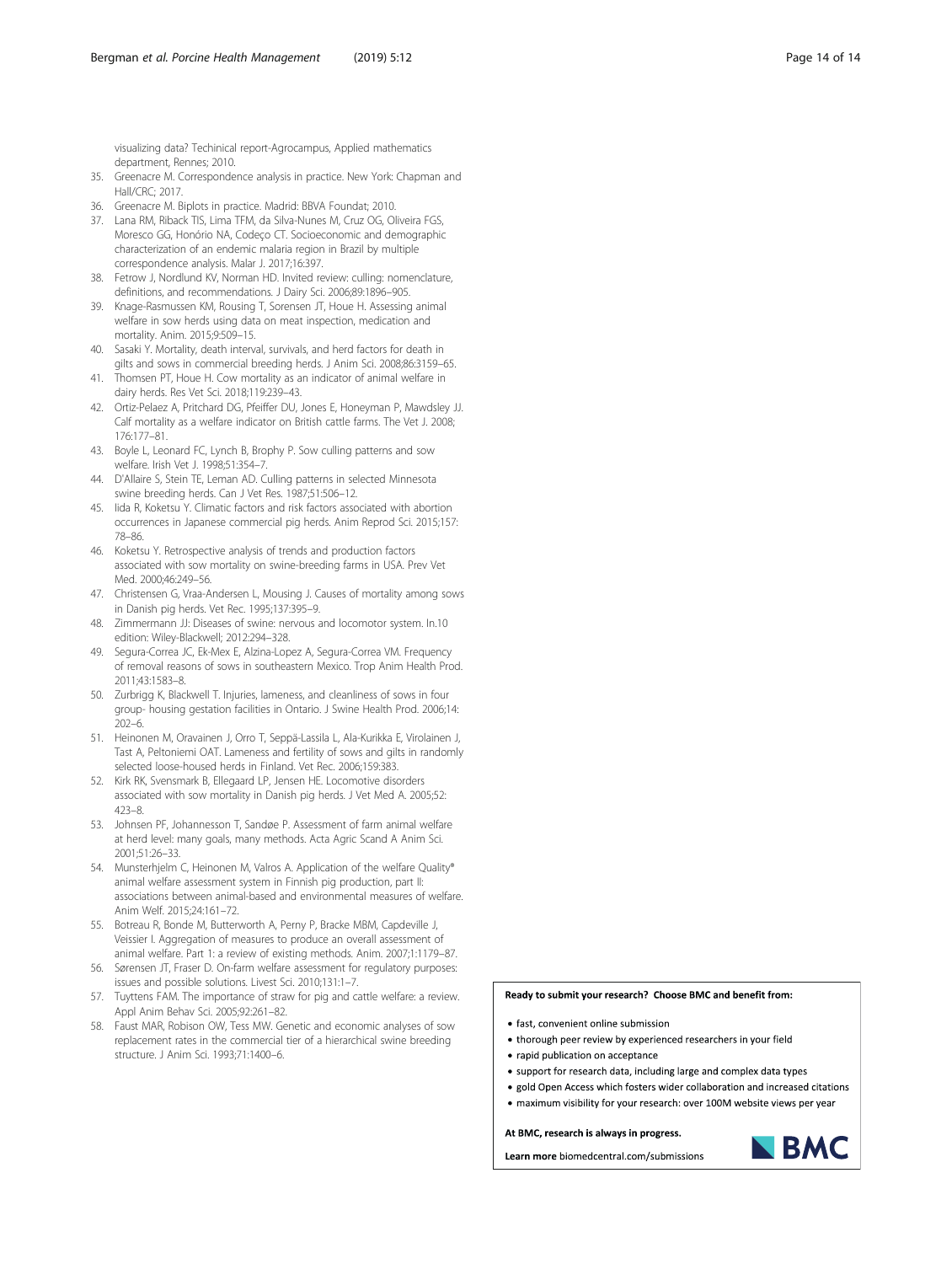visualizing data? Techinical report-Agrocampus, Applied mathematics department, Rennes; 2010.

35. Greenacre M. Correspondence analysis in practice. New York: Chapman and Hall/CRC; 2017.
36. Greenacre M. Biplots in practice. Madrid: BBVA Foundat; 2010.
37. Lana RM, Riback TIS, Lima TFM, da Silva-Nunes M, Cruz OG, Oliveira FGS, Moresco GG, Honório NA, Codeço CT. Socioeconomic and demographic characterization of an endemic malaria region in Brazil by multiple correspondence analysis. Malar J. 2017;16:397.
38. Fetrow J, Nordlund KV, Norman HD. Invited review: culling: nomenclature, definitions, and recommendations. J Dairy Sci. 2006;89:1896–905.
39. Knage-Rasmussen KM, Rousing T, Sorensen JT, Houe H. Assessing animal welfare in sow herds using data on meat inspection, medication and mortality. Anim. 2015;9:509–15.
40. Sasaki Y. Mortality, death interval, survivals, and herd factors for death in gilts and sows in commercial breeding herds. J Anim Sci. 2008;86:3159–65.
41. Thomsen PT, Houe H. Cow mortality as an indicator of animal welfare in dairy herds. Res Vet Sci. 2018;119:239–43.
42. Ortiz-Pelaez A, Pritchard DG, Pfeiffer DU, Jones E, Honeyman P, Mawdsley JJ. Calf mortality as a welfare indicator on British cattle farms. The Vet J. 2008;176:177–81.
43. Boyle L, Leonard FC, Lynch B, Brophy P. Sow culling patterns and sow welfare. Irish Vet J. 1998;51:354–7.
44. D'Allaire S, Stein TE, Leman AD. Culling patterns in selected Minnesota swine breeding herds. Can J Vet Res. 1987;51:506–12.
45. Iida R, Koketsu Y. Climatic factors and risk factors associated with abortion occurrences in Japanese commercial pig herds. Anim Reprod Sci. 2015;157:78–86.
46. Koketsu Y. Retrospective analysis of trends and production factors associated with sow mortality on swine-breeding farms in USA. Prev Vet Med. 2000;46:249–56.
47. Christensen G, Vraa-Andersen L, Mousing J. Causes of mortality among sows in Danish pig herds. Vet Rec. 1995;137:395–9.
48. Zimmermann JJ: Diseases of swine: nervous and locomotor system. In.10 edition: Wiley-Blackwell; 2012:294–328.
49. Segura-Correa JC, Ek-Mex E, Alzina-Lopez A, Segura-Correa VM. Frequency of removal reasons of sows in southeastern Mexico. Trop Anim Health Prod. 2011;43:1583–8.
50. Zurbrigg K, Blackwell T. Injuries, lameness, and cleanliness of sows in four group- housing gestation facilities in Ontario. J Swine Health Prod. 2006;14:202–6.
51. Heinonen M, Oravainen J, Orro T, Seppä-Lassila L, Ala-Kurikka E, Virolainen J, Tast A, Peltoniemi OAT. Lameness and fertility of sows and gilts in randomly selected loose-housed herds in Finland. Vet Rec. 2006;159:383.
52. Kirk RK, Svensmark B, Ellegaard LP, Jensen HE. Locomotive disorders associated with sow mortality in Danish pig herds. J Vet Med A. 2005;52:423–8.
53. Johnsen PF, Johannesson T, Sandøe P. Assessment of farm animal welfare at herd level: many goals, many methods. Acta Agric Scand A Anim Sci. 2001;51:26–33.
54. Munsterhjelm C, Heinonen M, Valros A. Application of the welfare Quality® animal welfare assessment system in Finnish pig production, part II: associations between animal-based and environmental measures of welfare. Anim Welf. 2015;24:161–72.
55. Botreau R, Bonde M, Butterworth A, Perny P, Bracke MBM, Capdeville J, Veissier I. Aggregation of measures to produce an overall assessment of animal welfare. Part 1: a review of existing methods. Anim. 2007;1:1179–87.
56. Sørensen JT, Fraser D. On-farm welfare assessment for regulatory purposes: issues and possible solutions. Livest Sci. 2010;131:1–7.
57. Tuyttens FAM. The importance of straw for pig and cattle welfare: a review. Appl Anim Behav Sci. 2005;92:261–82.
58. Faust MAR, Robison OW, Tess MW. Genetic and economic analyses of sow replacement rates in the commercial tier of a hierarchical swine breeding structure. J Anim Sci. 1993;71:1400–6.

**Ready to submit your research? Choose BMC and benefit from:**

- fast, convenient online submission
- thorough peer review by experienced researchers in your field
- rapid publication on acceptance
- support for research data, including large and complex data types
- gold Open Access which fosters wider collaboration and increased citations
- maximum visibility for your research: over 100M website views per year

**At BMC, research is always in progress.**

**Learn more** biomedcentral.com/submissions

BMC